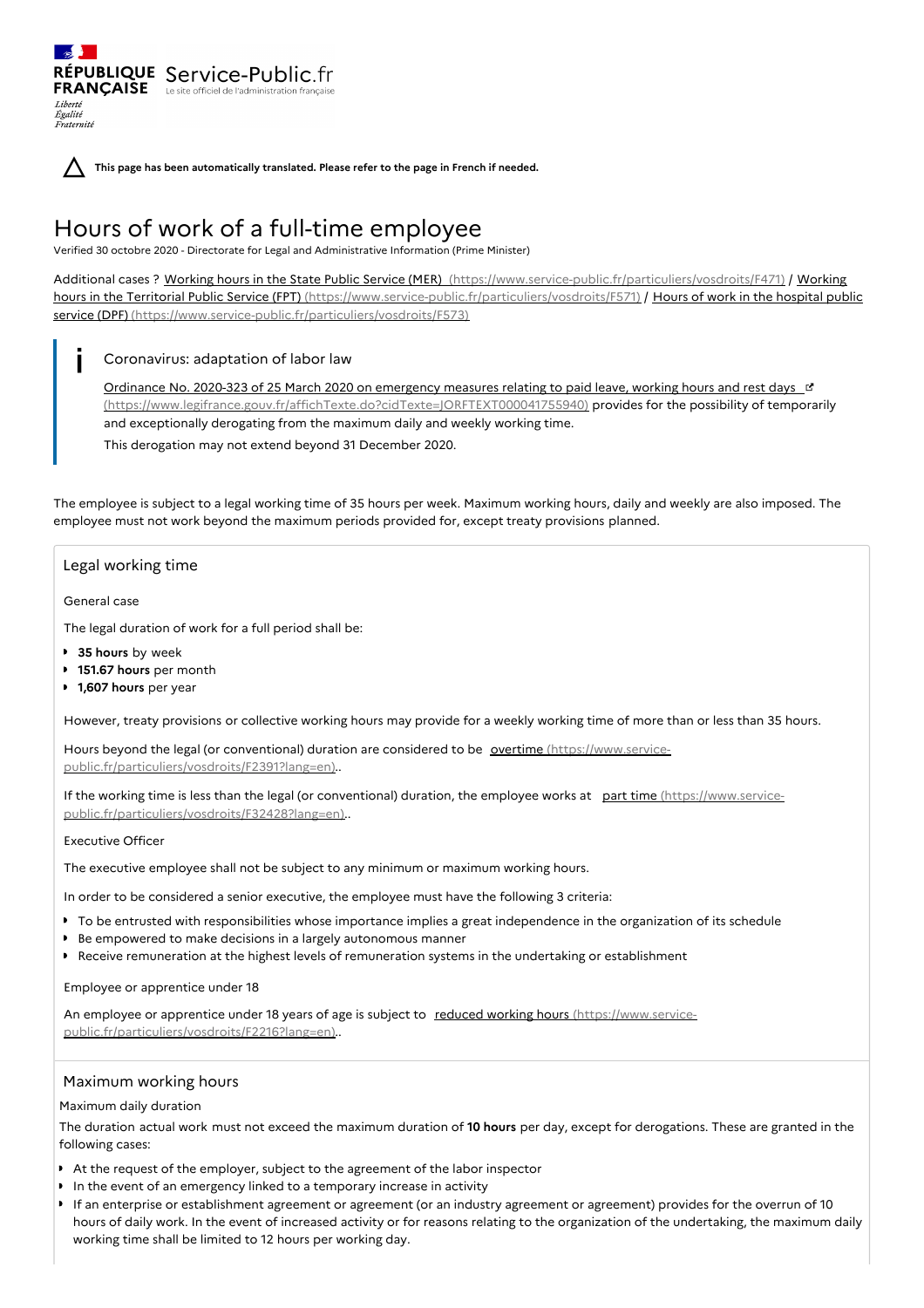RÉPUBLIQUE FRANÇAISE Service-Public.fr Le site officiel de l'administration française

*Liberté Égalité Fraternité*

**This page has been automatically translated. Please refer to the page in French if needed.**

# Hours of work of a full-time employee

Verified 30 octobre 2020 - Directorate for Legal and Administrative Information (Prime Minister)

Additional cases ? Working hours in the State Public Service (MER) (https://www.service-public.fr/particuliers/vosdroits/F471) / Working hours in the Territorial Public Service (FPT) (https://www.service-public.fr/particuliers/vosdroits/F571) / Hours of work in the hospital public service (DPF) (https://www.service-public.fr/particuliers/vosdroits/F573)

> Coronavirus: adaptation of labor law
>
> Ordinance No. 2020-323 of 25 March 2020 on emergency measures relating to paid leave, working hours and rest days (https://www.legifrance.gouv.fr/affichTexte.do?cidTexte=JORFTEXT000041755940) provides for the possibility of temporarily and exceptionally derogating from the maximum daily and weekly working time.
>
> This derogation may not extend beyond 31 December 2020.

The employee is subject to a legal working time of 35 hours per week. Maximum working hours, daily and weekly are also imposed. The employee must not work beyond the maximum periods provided for, except treaty provisions planned.

## Legal working time

### General case

The legal duration of work for a full period shall be:

- **35 hours** by week
- **151.67 hours** per month
- **1,607 hours** per year

However, treaty provisions or collective working hours may provide for a weekly working time of more than or less than 35 hours.

Hours beyond the legal (or conventional) duration are considered to be overtime (https://www.service-public.fr/particuliers/vosdroits/F2391?lang=en)..

If the working time is less than the legal (or conventional) duration, the employee works at part time (https://www.service-public.fr/particuliers/vosdroits/F32428?lang=en)..

### Executive Officer

The executive employee shall not be subject to any minimum or maximum working hours.

In order to be considered a senior executive, the employee must have the following 3 criteria:

- To be entrusted with responsibilities whose importance implies a great independence in the organization of its schedule
- Be empowered to make decisions in a largely autonomous manner
- Receive remuneration at the highest levels of remuneration systems in the undertaking or establishment

### Employee or apprentice under 18

An employee or apprentice under 18 years of age is subject to reduced working hours (https://www.service-public.fr/particuliers/vosdroits/F2216?lang=en)..

## Maximum working hours

### Maximum daily duration

The duration actual work must not exceed the maximum duration of **10 hours** per day, except for derogations. These are granted in the following cases:

- At the request of the employer, subject to the agreement of the labor inspector
- In the event of an emergency linked to a temporary increase in activity
- If an enterprise or establishment agreement or agreement (or an industry agreement or agreement) provides for the overrun of 10 hours of daily work. In the event of increased activity or for reasons relating to the organization of the undertaking, the maximum daily working time shall be limited to 12 hours per working day.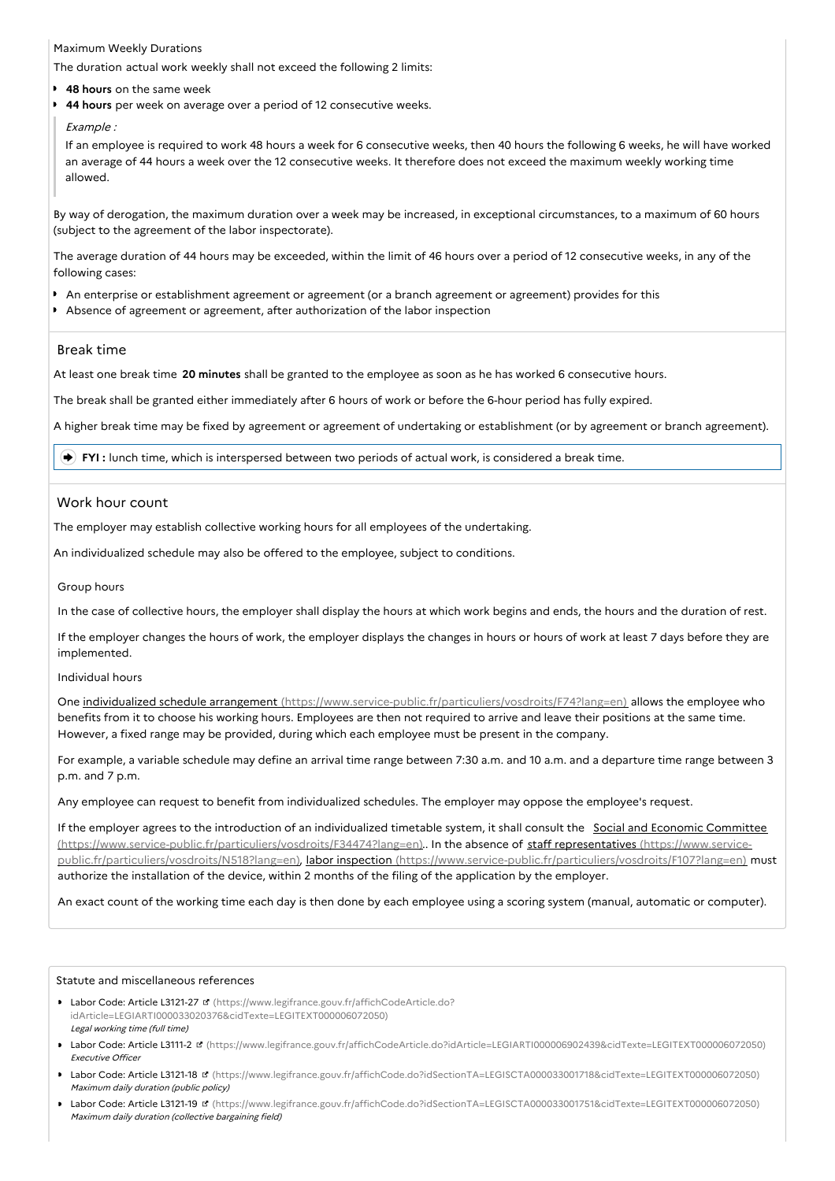Maximum Weekly Durations

The duration actual work weekly shall not exceed the following 2 limits:

- **48 hours** on the same week
- **44 hours** per week on average over a period of 12 consecutive weeks.

> *Example :*
>
> If an employee is required to work 48 hours a week for 6 consecutive weeks, then 40 hours the following 6 weeks, he will have worked an average of 44 hours a week over the 12 consecutive weeks. It therefore does not exceed the maximum weekly working time allowed.

By way of derogation, the maximum duration over a week may be increased, in exceptional circumstances, to a maximum of 60 hours (subject to the agreement of the labor inspectorate).

The average duration of 44 hours may be exceeded, within the limit of 46 hours over a period of 12 consecutive weeks, in any of the following cases:

- An enterprise or establishment agreement or agreement (or a branch agreement or agreement) provides for this
- Absence of agreement or agreement, after authorization of the labor inspection

## Break time

At least one break time **20 minutes** shall be granted to the employee as soon as he has worked 6 consecutive hours.

The break shall be granted either immediately after 6 hours of work or before the 6-hour period has fully expired.

A higher break time may be fixed by agreement or agreement of undertaking or establishment (or by agreement or branch agreement).

> **FYI :** lunch time, which is interspersed between two periods of actual work, is considered a break time.

## Work hour count

The employer may establish collective working hours for all employees of the undertaking.

An individualized schedule may also be offered to the employee, subject to conditions.

### Group hours

In the case of collective hours, the employer shall display the hours at which work begins and ends, the hours and the duration of rest.

If the employer changes the hours of work, the employer displays the changes in hours or hours of work at least 7 days before they are implemented.

### Individual hours

One individualized schedule arrangement (https://www.service-public.fr/particuliers/vosdroits/F74?lang=en) allows the employee who benefits from it to choose his working hours. Employees are then not required to arrive and leave their positions at the same time. However, a fixed range may be provided, during which each employee must be present in the company.

For example, a variable schedule may define an arrival time range between 7:30 a.m. and 10 a.m. and a departure time range between 3 p.m. and 7 p.m.

Any employee can request to benefit from individualized schedules. The employer may oppose the employee's request.

If the employer agrees to the introduction of an individualized timetable system, it shall consult the Social and Economic Committee (https://www.service-public.fr/particuliers/vosdroits/F34474?lang=en).. In the absence of staff representatives (https://www.service-public.fr/particuliers/vosdroits/N518?lang=en), labor inspection (https://www.service-public.fr/particuliers/vosdroits/F107?lang=en) must authorize the installation of the device, within 2 months of the filing of the application by the employer.

An exact count of the working time each day is then done by each employee using a scoring system (manual, automatic or computer).

## Statute and miscellaneous references

- Labor Code: Article L3121-27 (https://www.legifrance.gouv.fr/affichCodeArticle.do?idArticle=LEGIARTI000033020376&cidTexte=LEGITEXT000006072050)
  *Legal working time (full time)*
- Labor Code: Article L3111-2 (https://www.legifrance.gouv.fr/affichCodeArticle.do?idArticle=LEGIARTI000006902439&cidTexte=LEGITEXT000006072050)
  *Executive Officer*
- Labor Code: Article L3121-18 (https://www.legifrance.gouv.fr/affichCode.do?idSectionTA=LEGISCTA000033001718&cidTexte=LEGITEXT000006072050)
  *Maximum daily duration (public policy)*
- Labor Code: Article L3121-19 (https://www.legifrance.gouv.fr/affichCode.do?idSectionTA=LEGISCTA000033001751&cidTexte=LEGITEXT000006072050)
  *Maximum daily duration (collective bargaining field)*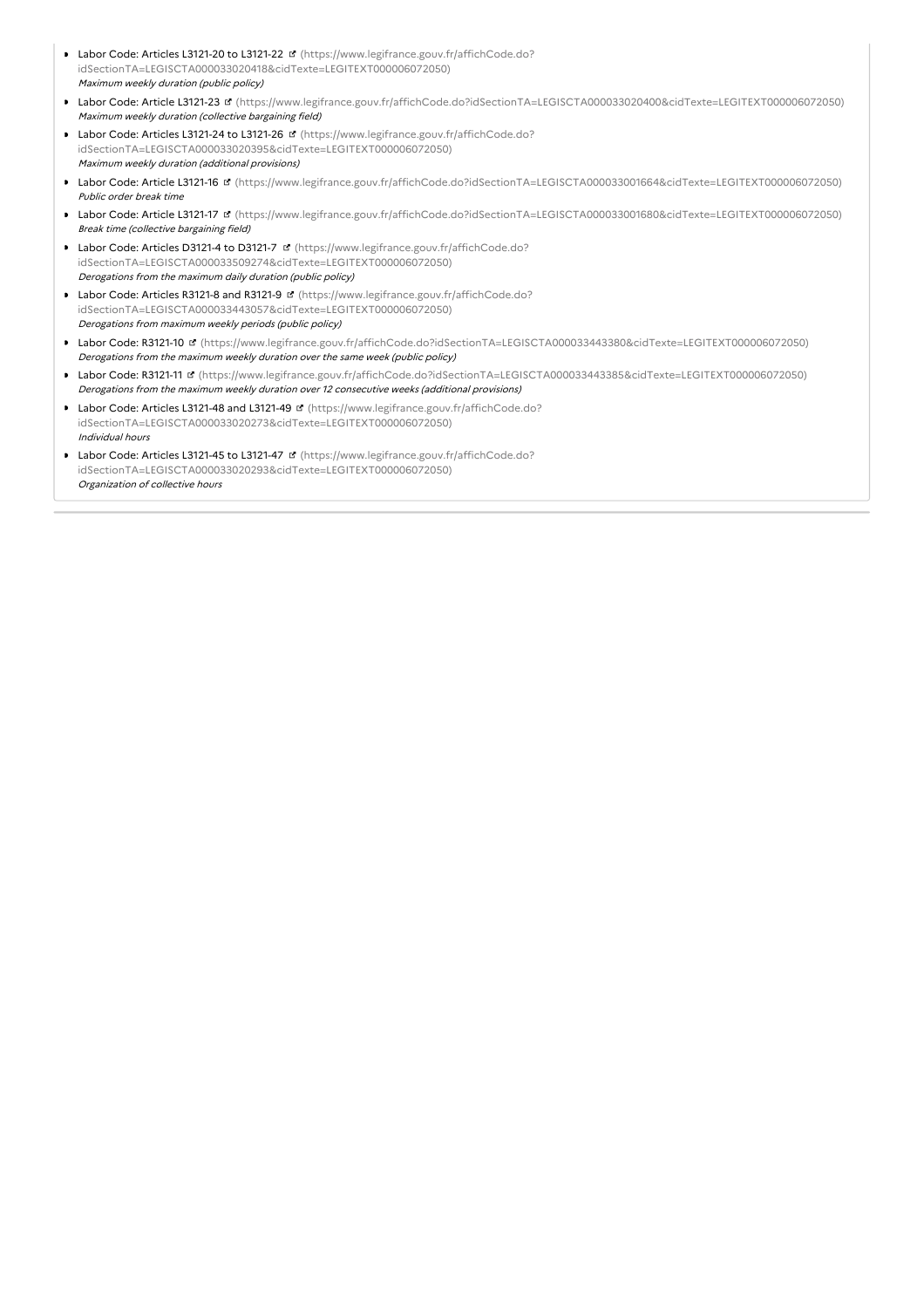- Labor Code: Articles L3121-20 to L3121-22 (https://www.legifrance.gouv.fr/affichCode.do?idSectionTA=LEGISCTA000033020418&cidTexte=LEGITEXT000006072050)
  *Maximum weekly duration (public policy)*
- Labor Code: Article L3121-23 (https://www.legifrance.gouv.fr/affichCode.do?idSectionTA=LEGISCTA000033020400&cidTexte=LEGITEXT000006072050)
  *Maximum weekly duration (collective bargaining field)*
- Labor Code: Articles L3121-24 to L3121-26 (https://www.legifrance.gouv.fr/affichCode.do?idSectionTA=LEGISCTA000033020395&cidTexte=LEGITEXT000006072050)
  *Maximum weekly duration (additional provisions)*
- Labor Code: Article L3121-16 (https://www.legifrance.gouv.fr/affichCode.do?idSectionTA=LEGISCTA000033001664&cidTexte=LEGITEXT000006072050)
  *Public order break time*
- Labor Code: Article L3121-17 (https://www.legifrance.gouv.fr/affichCode.do?idSectionTA=LEGISCTA000033001680&cidTexte=LEGITEXT000006072050)
  *Break time (collective bargaining field)*
- Labor Code: Articles D3121-4 to D3121-7 (https://www.legifrance.gouv.fr/affichCode.do?idSectionTA=LEGISCTA000033509274&cidTexte=LEGITEXT000006072050)
  *Derogations from the maximum daily duration (public policy)*
- Labor Code: Articles R3121-8 and R3121-9 (https://www.legifrance.gouv.fr/affichCode.do?idSectionTA=LEGISCTA000033443057&cidTexte=LEGITEXT000006072050)
  *Derogations from maximum weekly periods (public policy)*
- Labor Code: R3121-10 (https://www.legifrance.gouv.fr/affichCode.do?idSectionTA=LEGISCTA000033443380&cidTexte=LEGITEXT000006072050)
  *Derogations from the maximum weekly duration over the same week (public policy)*
- Labor Code: R3121-11 (https://www.legifrance.gouv.fr/affichCode.do?idSectionTA=LEGISCTA000033443385&cidTexte=LEGITEXT000006072050)
  *Derogations from the maximum weekly duration over 12 consecutive weeks (additional provisions)*
- Labor Code: Articles L3121-48 and L3121-49 (https://www.legifrance.gouv.fr/affichCode.do?idSectionTA=LEGISCTA000033020273&cidTexte=LEGITEXT000006072050)
  *Individual hours*
- Labor Code: Articles L3121-45 to L3121-47 (https://www.legifrance.gouv.fr/affichCode.do?idSectionTA=LEGISCTA000033020293&cidTexte=LEGITEXT000006072050)
  *Organization of collective hours*